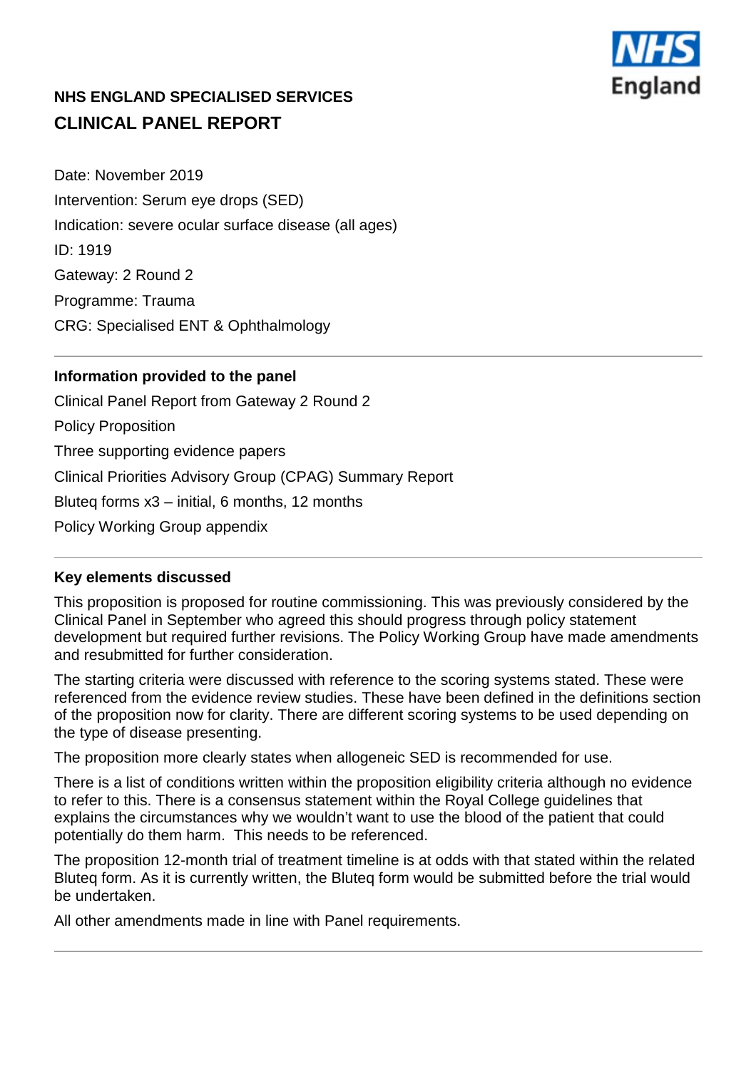## NHS ENGLAND SPECIALISED SERVICES

## CLINICAL PANEL REPORT

Date: November 2019

Intervention: Serum eye drops (SED)

Indication: severe ocular surface disease (all ages)

ID: 1919

Gateway: 2 Round 2

Programme: Trauma

CRG: Specialised ENT & Ophthalmology

---

**Information provided to the panel**

Clinical Panel Report from Gateway 2 Round 2

Policy Proposition

Three supporting evidence papers

Clinical Priorities Advisory Group (CPAG) Summary Report

Bluteq forms x3 – initial, 6 months, 12 months

Policy Working Group appendix

---

**Key elements discussed**

This proposition is proposed for routine commissioning. This was previously considered by the Clinical Panel in September who agreed this should progress through policy statement development but required further revisions. The Policy Working Group have made amendments and resubmitted for further consideration.

The starting criteria were discussed with reference to the scoring systems stated. These were referenced from the evidence review studies. These have been defined in the definitions section of the proposition now for clarity. There are different scoring systems to be used depending on the type of disease presenting.

The proposition more clearly states when allogeneic SED is recommended for use.

There is a list of conditions written within the proposition eligibility criteria although no evidence to refer to this. There is a consensus statement within the Royal College guidelines that explains the circumstances why we wouldn't want to use the blood of the patient that could potentially do them harm. This needs to be referenced.

The proposition 12-month trial of treatment timeline is at odds with that stated within the related Bluteq form. As it is currently written, the Bluteq form would be submitted before the trial would be undertaken.

All other amendments made in line with Panel requirements.

---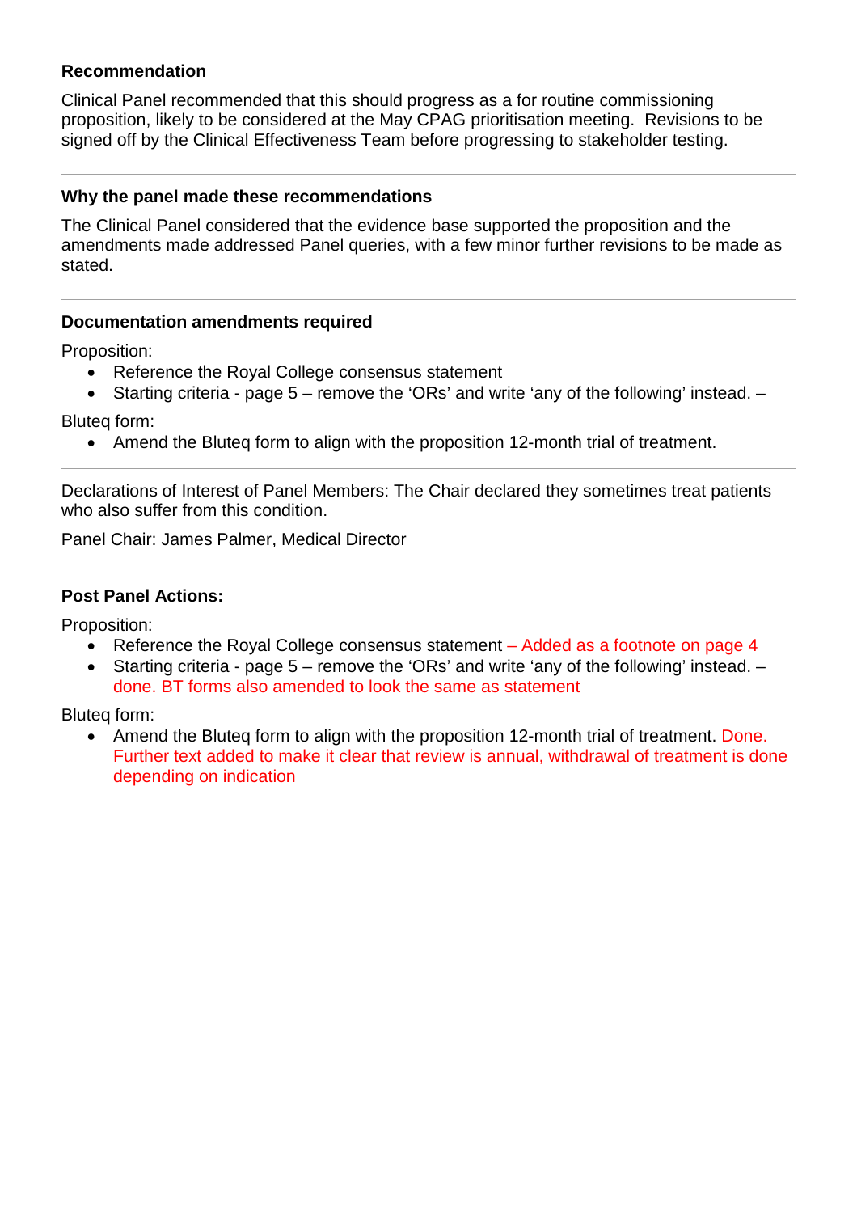**Recommendation**

Clinical Panel recommended that this should progress as a for routine commissioning proposition, likely to be considered at the May CPAG prioritisation meeting. Revisions to be signed off by the Clinical Effectiveness Team before progressing to stakeholder testing.

---

**Why the panel made these recommendations**

The Clinical Panel considered that the evidence base supported the proposition and the amendments made addressed Panel queries, with a few minor further revisions to be made as stated.

---

**Documentation amendments required**

Proposition:

- Reference the Royal College consensus statement
- Starting criteria - page 5 – remove the 'ORs' and write 'any of the following' instead. –

Bluteq form:

- Amend the Bluteq form to align with the proposition 12-month trial of treatment.

---

Declarations of Interest of Panel Members: The Chair declared they sometimes treat patients who also suffer from this condition.

Panel Chair: James Palmer, Medical Director

**Post Panel Actions:**

Proposition:

- Reference the Royal College consensus statement – Added as a footnote on page 4
- Starting criteria - page 5 – remove the 'ORs' and write 'any of the following' instead. – done. BT forms also amended to look the same as statement

Bluteq form:

- Amend the Bluteq form to align with the proposition 12-month trial of treatment. Done. Further text added to make it clear that review is annual, withdrawal of treatment is done depending on indication